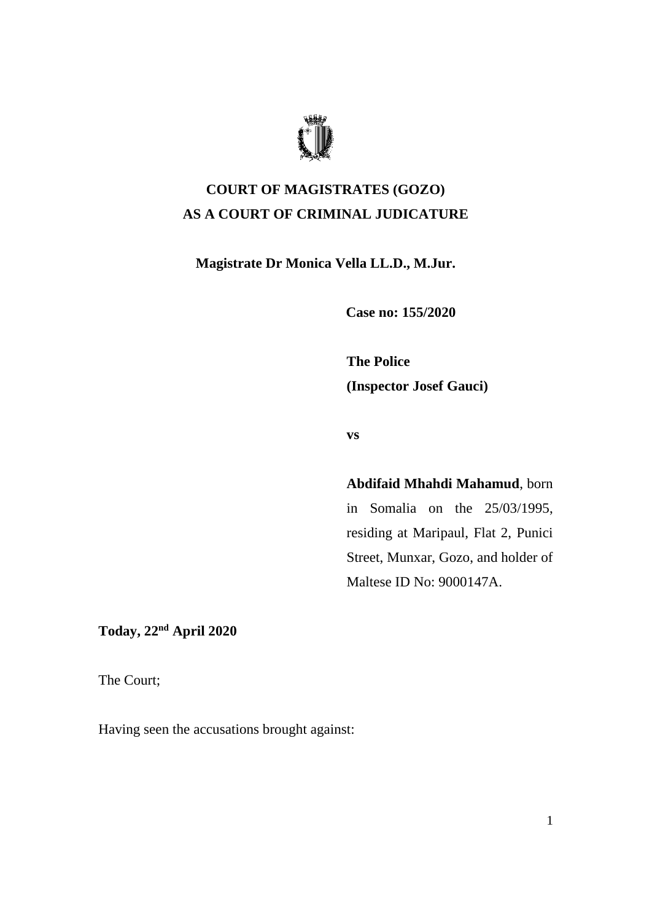# COURT OF MAGISTRATES (GOZO)
# AS A COURT OF CRIMINAL JUDICATURE

**Magistrate Dr Monica Vella LL.D., M.Jur.**

**Case no: 155/2020**

**The Police**
**(Inspector Josef Gauci)**

**vs**

**Abdifaid Mhahdi Mahamud**, born in Somalia on the 25/03/1995, residing at Maripaul, Flat 2, Punici Street, Munxar, Gozo, and holder of Maltese ID No: 9000147A.

**Today, 22nd April 2020**

The Court;

Having seen the accusations brought against: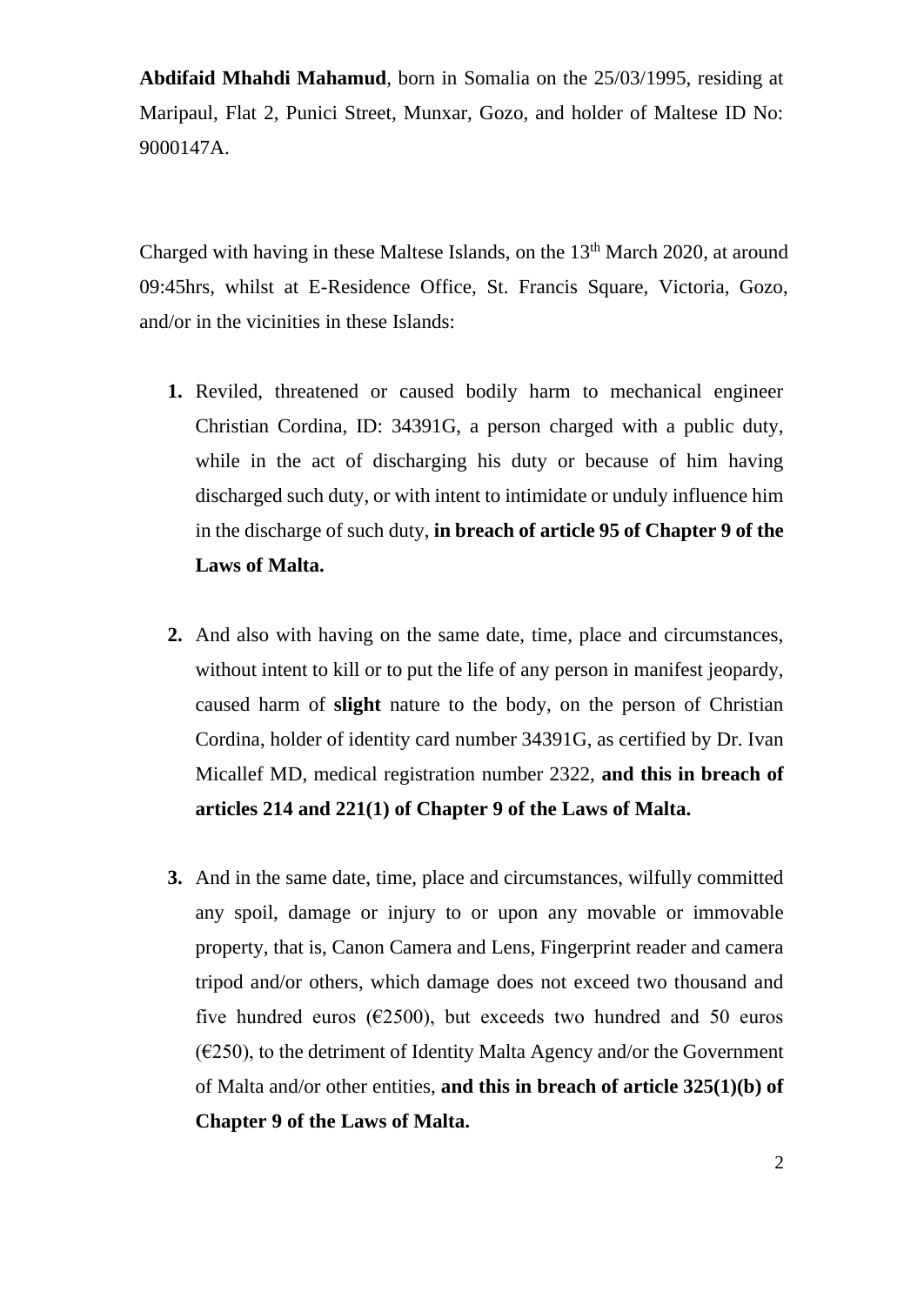**Abdifaid Mhahdi Mahamud**, born in Somalia on the 25/03/1995, residing at Maripaul, Flat 2, Punici Street, Munxar, Gozo, and holder of Maltese ID No: 9000147A.

Charged with having in these Maltese Islands, on the 13th March 2020, at around 09:45hrs, whilst at E-Residence Office, St. Francis Square, Victoria, Gozo, and/or in the vicinities in these Islands:

1. Reviled, threatened or caused bodily harm to mechanical engineer Christian Cordina, ID: 34391G, a person charged with a public duty, while in the act of discharging his duty or because of him having discharged such duty, or with intent to intimidate or unduly influence him in the discharge of such duty, **in breach of article 95 of Chapter 9 of the Laws of Malta.**

2. And also with having on the same date, time, place and circumstances, without intent to kill or to put the life of any person in manifest jeopardy, caused harm of **slight** nature to the body, on the person of Christian Cordina, holder of identity card number 34391G, as certified by Dr. Ivan Micallef MD, medical registration number 2322, **and this in breach of articles 214 and 221(1) of Chapter 9 of the Laws of Malta.**

3. And in the same date, time, place and circumstances, wilfully committed any spoil, damage or injury to or upon any movable or immovable property, that is, Canon Camera and Lens, Fingerprint reader and camera tripod and/or others, which damage does not exceed two thousand and five hundred euros (€2500), but exceeds two hundred and 50 euros (€250), to the detriment of Identity Malta Agency and/or the Government of Malta and/or other entities, **and this in breach of article 325(1)(b) of Chapter 9 of the Laws of Malta.**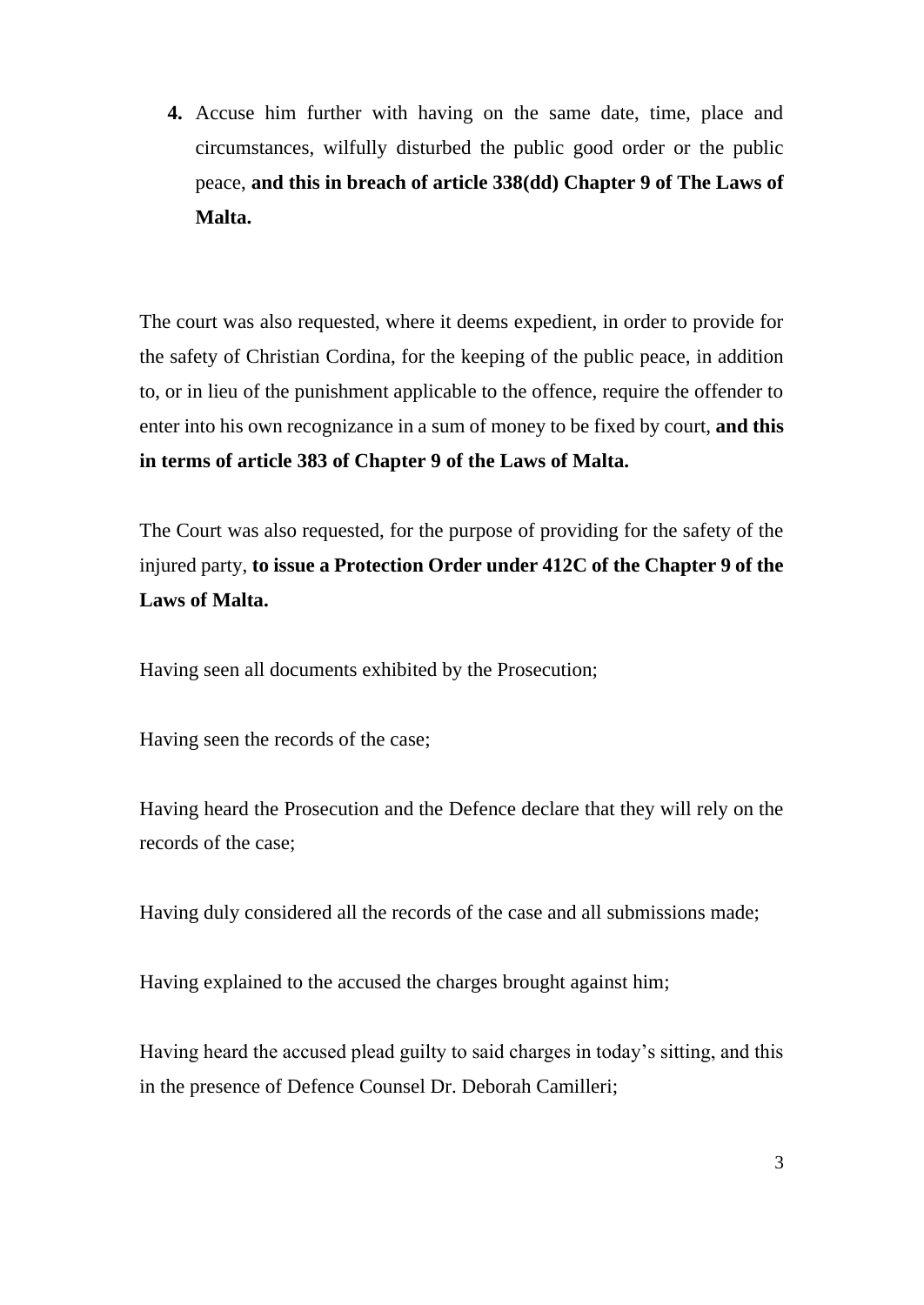4. Accuse him further with having on the same date, time, place and circumstances, wilfully disturbed the public good order or the public peace, **and this in breach of article 338(dd) Chapter 9 of The Laws of Malta.**

The court was also requested, where it deems expedient, in order to provide for the safety of Christian Cordina, for the keeping of the public peace, in addition to, or in lieu of the punishment applicable to the offence, require the offender to enter into his own recognizance in a sum of money to be fixed by court, **and this in terms of article 383 of Chapter 9 of the Laws of Malta.**

The Court was also requested, for the purpose of providing for the safety of the injured party, **to issue a Protection Order under 412C of the Chapter 9 of the Laws of Malta.**

Having seen all documents exhibited by the Prosecution;

Having seen the records of the case;

Having heard the Prosecution and the Defence declare that they will rely on the records of the case;

Having duly considered all the records of the case and all submissions made;

Having explained to the accused the charges brought against him;

Having heard the accused plead guilty to said charges in today's sitting, and this in the presence of Defence Counsel Dr. Deborah Camilleri;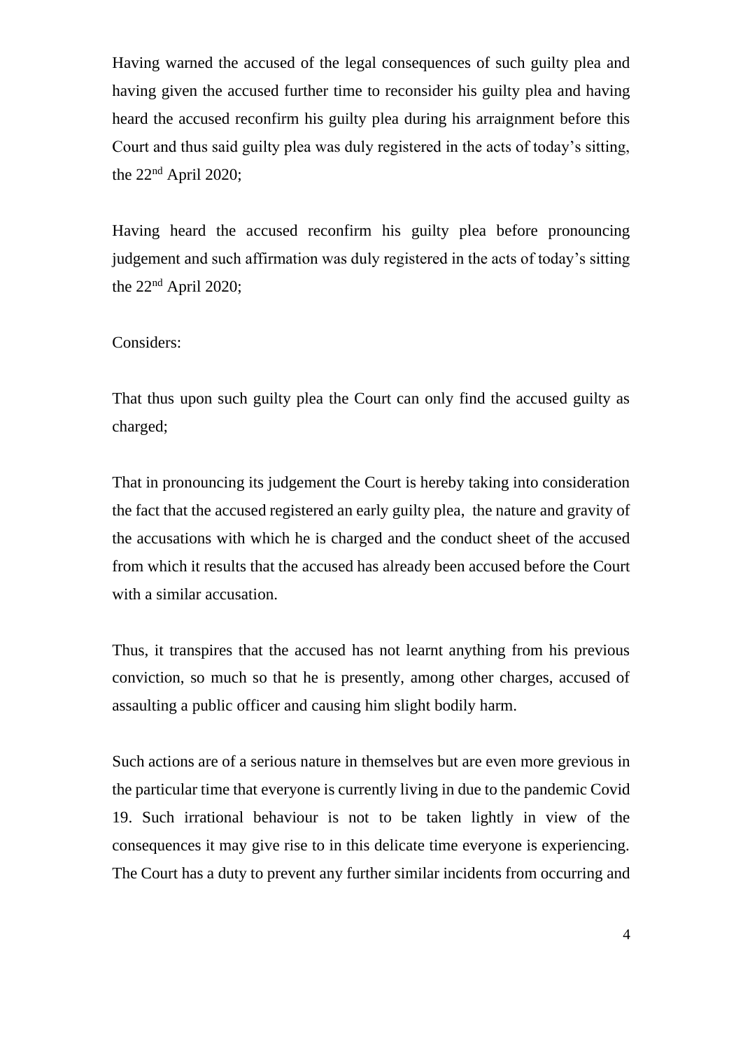Having warned the accused of the legal consequences of such guilty plea and having given the accused further time to reconsider his guilty plea and having heard the accused reconfirm his guilty plea during his arraignment before this Court and thus said guilty plea was duly registered in the acts of today's sitting, the 22nd April 2020;

Having heard the accused reconfirm his guilty plea before pronouncing judgement and such affirmation was duly registered in the acts of today's sitting the 22nd April 2020;

Considers:

That thus upon such guilty plea the Court can only find the accused guilty as charged;

That in pronouncing its judgement the Court is hereby taking into consideration the fact that the accused registered an early guilty plea, the nature and gravity of the accusations with which he is charged and the conduct sheet of the accused from which it results that the accused has already been accused before the Court with a similar accusation.

Thus, it transpires that the accused has not learnt anything from his previous conviction, so much so that he is presently, among other charges, accused of assaulting a public officer and causing him slight bodily harm.

Such actions are of a serious nature in themselves but are even more grevious in the particular time that everyone is currently living in due to the pandemic Covid 19. Such irrational behaviour is not to be taken lightly in view of the consequences it may give rise to in this delicate time everyone is experiencing. The Court has a duty to prevent any further similar incidents from occurring and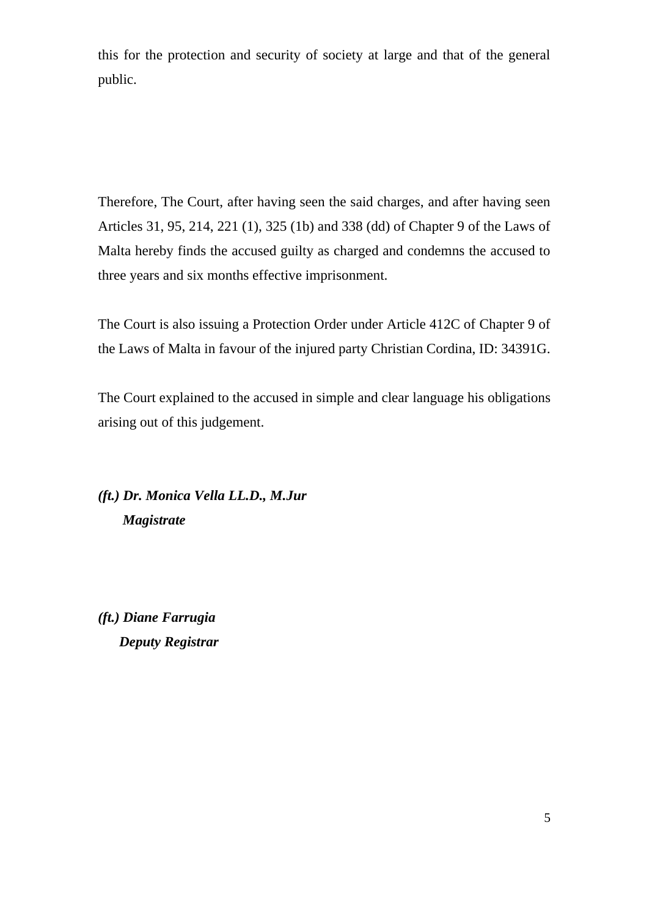this for the protection and security of society at large and that of the general public.

Therefore, The Court, after having seen the said charges, and after having seen Articles 31, 95, 214, 221 (1), 325 (1b) and 338 (dd) of Chapter 9 of the Laws of Malta hereby finds the accused guilty as charged and condemns the accused to three years and six months effective imprisonment.

The Court is also issuing a Protection Order under Article 412C of Chapter 9 of the Laws of Malta in favour of the injured party Christian Cordina, ID: 34391G.

The Court explained to the accused in simple and clear language his obligations arising out of this judgement.

***(ft.) Dr. Monica Vella LL.D., M.Jur***
***Magistrate***

***(ft.) Diane Farrugia***
***Deputy Registrar***